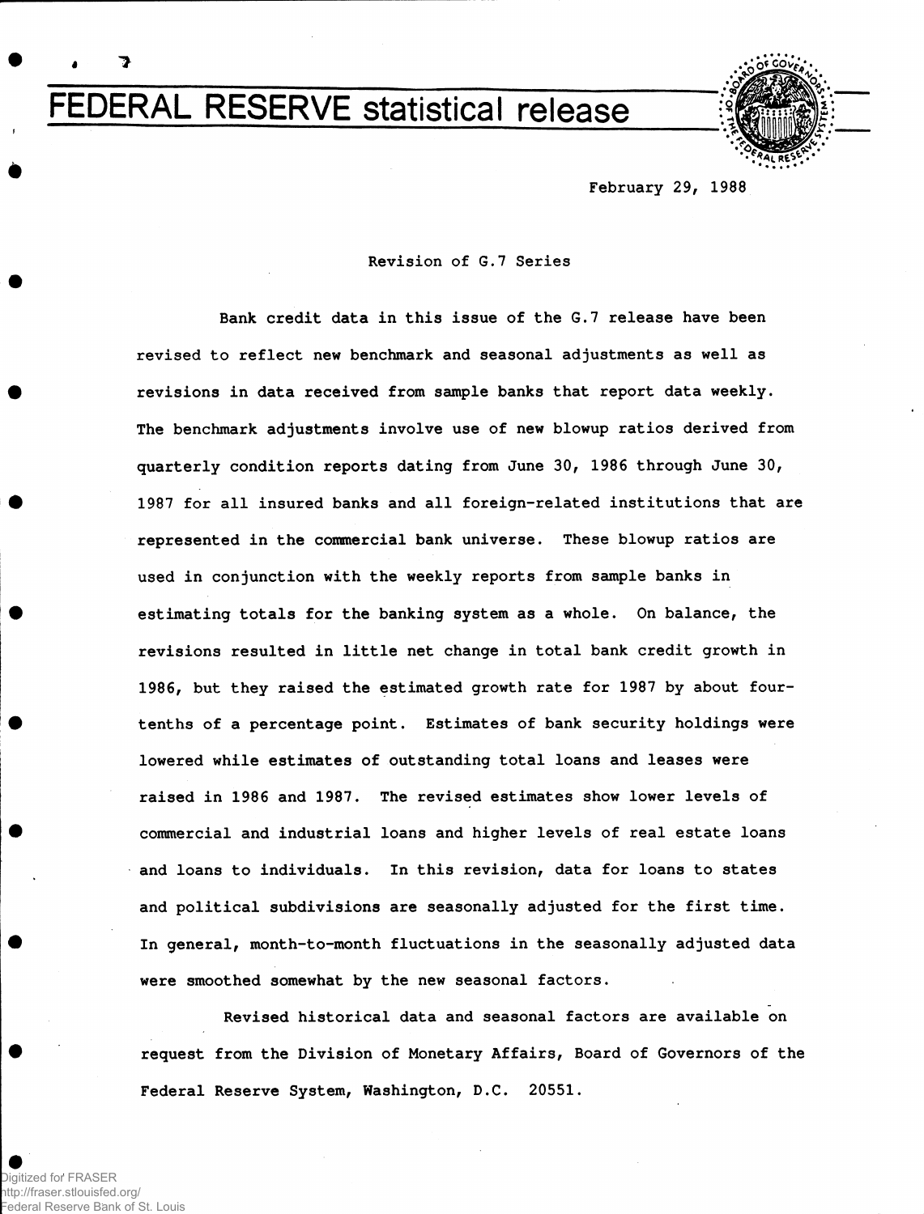# FEDERAL RESERVE statistical release

February 29, 1988

Revision of G.7 Series

Bank credit data in this issue of the G.7 release have been revised to reflect new benchmark and seasonal adjustments as well as revisions in data received from sample banks that report data weekly. The benchmark adjustments involve use of new blowup ratios derived from quarterly condition reports dating from June 30, 1986 through June 30, 1987 for all insured banks and all foreign-related institutions that are represented in the commercial bank universe. These blowup ratios are used in conjunction with the weekly reports from sample banks in estimating totals for the banking system as a whole. On balance, the revisions resulted in little net change in total bank credit growth in 1986, but they raised the estimated growth rate for 1987 by about four-tenths of a percentage point. Estimates of bank security holdings were lowered while estimates of outstanding total loans and leases were raised in 1986 and 1987. The revised estimates show lower levels of commercial and industrial loans and higher levels of real estate loans and loans to individuals. In this revision, data for loans to states and political subdivisions are seasonally adjusted for the first time. In general, month-to-month fluctuations in the seasonally adjusted data were smoothed somewhat by the new seasonal factors.

Revised historical data and seasonal factors are available on request from the Division of Monetary Affairs, Board of Governors of the Federal Reserve System, Washington, D.C. 20551.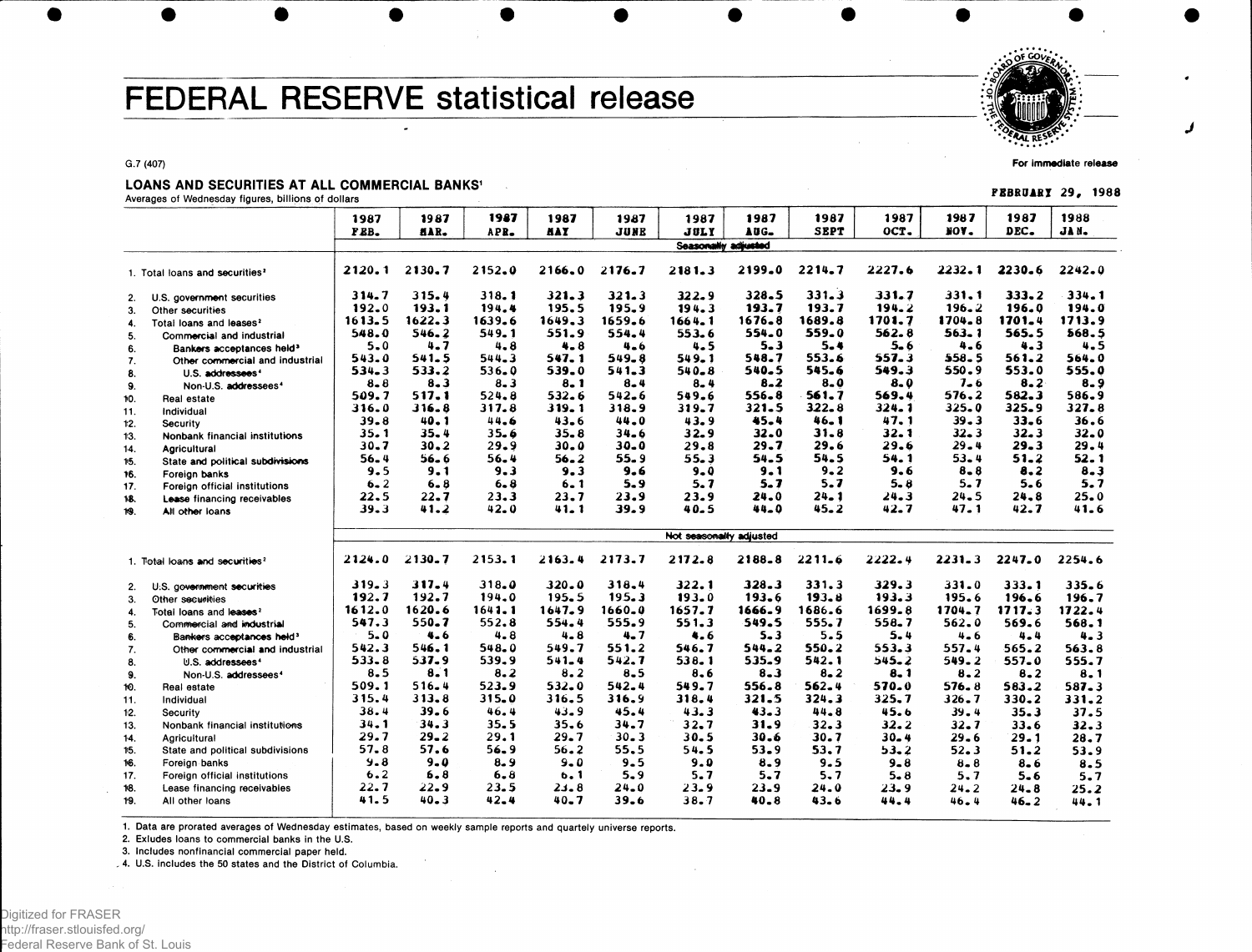# FEDERAL RESERVE statistical release

G.7 (407)

For immediate release

FEBRUARY 29, 1988

## LOANS AND SECURITIES AT ALL COMMERCIAL BANKS[1]

Averages of Wednesday figures, billions of dollars

| | 1987 FEB. | 1987 MAR. | 1987 APR. | 1987 MAY | 1987 JUNE | 1987 JULY | 1987 AUG. | 1987 SEPT | 1987 OCT. | 1987 NOV. | 1987 DEC. | 1988 JAN. |
|---|---|---|---|---|---|---|---|---|---|---|---|---|
| **Seasonally adjusted** | | | | | | | | | | | | |
| 1. Total loans and securities[2] | 2120.1 | 2130.7 | 2152.0 | 2166.0 | 2176.7 | 2181.3 | 2199.0 | 2214.7 | 2227.6 | 2232.1 | 2230.6 | 2242.0 |
| 2. U.S. government securities | 314.7 | 315.4 | 318.1 | 321.3 | 321.3 | 322.9 | 328.5 | 331.3 | 331.7 | 331.1 | 333.2 | 334.1 |
| 3. Other securities | 192.0 | 193.1 | 194.4 | 195.5 | 195.9 | 194.3 | 193.7 | 193.7 | 194.2 | 196.2 | 196.0 | 194.0 |
| 4. Total loans and leases[2] | 1613.5 | 1622.3 | 1639.6 | 1649.3 | 1659.6 | 1664.1 | 1676.8 | 1689.8 | 1701.7 | 1704.8 | 1701.4 | 1713.9 |
| 5. Commercial and industrial | 548.0 | 546.2 | 549.1 | 551.9 | 554.4 | 553.6 | 554.0 | 559.0 | 562.8 | 563.1 | 565.5 | 568.5 |
| 6. Bankers acceptances held[3] | 5.0 | 4.7 | 4.8 | 4.8 | 4.6 | 4.5 | 5.3 | 5.4 | 5.6 | 4.6 | 4.3 | 4.5 |
| 7. Other commercial and industrial | 543.0 | 541.5 | 544.3 | 547.1 | 549.8 | 549.1 | 548.7 | 553.6 | 557.3 | 558.5 | 561.2 | 564.0 |
| 8. U.S. addressees[4] | 534.3 | 533.2 | 536.0 | 539.0 | 541.3 | 540.8 | 540.5 | 545.6 | 549.3 | 550.9 | 553.0 | 555.0 |
| 9. Non-U.S. addressees[4] | 8.8 | 8.3 | 8.3 | 8.1 | 8.4 | 8.4 | 8.2 | 8.0 | 8.0 | 7.6 | 8.2 | 8.9 |
| 10. Real estate | 509.7 | 517.1 | 524.8 | 532.6 | 542.6 | 549.6 | 556.8 | 561.7 | 569.4 | 576.2 | 582.3 | 586.9 |
| 11. Individual | 316.0 | 316.8 | 317.8 | 319.1 | 318.9 | 319.7 | 321.5 | 322.8 | 324.1 | 325.0 | 325.9 | 327.8 |
| 12. Security | 39.8 | 40.1 | 44.6 | 43.6 | 44.0 | 43.9 | 45.4 | 46.1 | 47.1 | 39.3 | 33.6 | 36.6 |
| 13. Nonbank financial institutions | 35.1 | 35.4 | 35.6 | 35.8 | 34.6 | 32.9 | 32.0 | 31.8 | 32.1 | 32.3 | 32.3 | 32.0 |
| 14. Agricultural | 30.7 | 30.2 | 29.9 | 30.0 | 30.0 | 29.8 | 29.7 | 29.6 | 29.6 | 29.4 | 29.3 | 29.4 |
| 15. State and political subdivisions | 56.4 | 56.6 | 56.4 | 56.2 | 55.9 | 55.3 | 54.5 | 54.5 | 54.1 | 53.4 | 51.2 | 52.1 |
| 16. Foreign banks | 9.5 | 9.1 | 9.3 | 9.3 | 9.6 | 9.0 | 9.1 | 9.2 | 9.6 | 8.8 | 8.2 | 8.3 |
| 17. Foreign official institutions | 6.2 | 6.8 | 6.8 | 6.1 | 5.9 | 5.7 | 5.7 | 5.7 | 5.8 | 5.7 | 5.6 | 5.7 |
| 18. Lease financing receivables | 22.5 | 22.7 | 23.3 | 23.7 | 23.9 | 23.9 | 24.0 | 24.1 | 24.3 | 24.5 | 24.8 | 25.0 |
| 19. All other loans | 39.3 | 41.2 | 42.0 | 41.1 | 39.9 | 40.5 | 44.0 | 45.2 | 42.7 | 47.1 | 42.7 | 41.6 |
| **Not seasonally adjusted** | | | | | | | | | | | | |
| 1. Total loans and securities[2] | 2124.0 | 2130.7 | 2153.1 | 2163.4 | 2173.7 | 2172.8 | 2188.8 | 2211.6 | 2222.4 | 2231.3 | 2247.0 | 2254.6 |
| 2. U.S. government securities | 319.3 | 317.4 | 318.0 | 320.0 | 318.4 | 322.1 | 328.3 | 331.3 | 329.3 | 331.0 | 333.1 | 335.6 |
| 3. Other securities | 192.7 | 192.7 | 194.0 | 195.5 | 195.3 | 193.0 | 193.6 | 193.8 | 193.3 | 195.6 | 196.6 | 196.7 |
| 4. Total loans and leases[2] | 1612.0 | 1620.6 | 1641.1 | 1647.9 | 1660.0 | 1657.7 | 1666.9 | 1686.6 | 1699.8 | 1704.7 | 1717.3 | 1722.4 |
| 5. Commercial and industrial | 547.3 | 550.7 | 552.8 | 554.4 | 555.9 | 551.3 | 549.5 | 555.7 | 558.7 | 562.0 | 569.6 | 568.1 |
| 6. Bankers acceptances held[3] | 5.0 | 4.6 | 4.8 | 4.8 | 4.7 | 4.6 | 5.3 | 5.5 | 5.4 | 4.6 | 4.4 | 4.3 |
| 7. Other commercial and industrial | 542.3 | 546.1 | 548.0 | 549.7 | 551.2 | 546.7 | 544.2 | 550.2 | 553.3 | 557.4 | 565.2 | 563.8 |
| 8. U.S. addressees[4] | 533.8 | 537.9 | 539.9 | 541.4 | 542.7 | 538.1 | 535.9 | 542.1 | 545.2 | 549.2 | 557.0 | 555.7 |
| 9. Non-U.S. addressees[4] | 8.5 | 8.1 | 8.2 | 8.2 | 8.5 | 8.6 | 8.3 | 8.2 | 8.1 | 8.2 | 8.2 | 8.1 |
| 10. Real estate | 509.1 | 516.4 | 523.9 | 532.0 | 542.4 | 549.7 | 556.8 | 562.4 | 570.0 | 576.8 | 583.2 | 587.3 |
| 11. Individual | 315.4 | 313.8 | 315.0 | 316.5 | 316.9 | 318.4 | 321.5 | 324.3 | 325.7 | 326.7 | 330.2 | 331.2 |
| 12. Security | 38.4 | 39.6 | 46.4 | 43.9 | 45.4 | 43.3 | 43.3 | 44.8 | 45.6 | 39.4 | 35.3 | 37.5 |
| 13. Nonbank financial institutions | 34.1 | 34.3 | 35.5 | 35.6 | 34.7 | 32.7 | 31.9 | 32.3 | 32.2 | 32.7 | 33.6 | 32.3 |
| 14. Agricultural | 29.7 | 29.2 | 29.1 | 29.7 | 30.3 | 30.5 | 30.6 | 30.7 | 30.4 | 29.6 | 29.1 | 28.7 |
| 15. State and political subdivisions | 57.8 | 57.6 | 56.9 | 56.2 | 55.5 | 54.5 | 53.9 | 53.7 | 53.2 | 52.3 | 51.2 | 53.9 |
| 16. Foreign banks | 9.8 | 9.0 | 8.9 | 9.0 | 9.5 | 9.0 | 8.9 | 9.5 | 9.8 | 8.8 | 8.6 | 8.5 |
| 17. Foreign official institutions | 6.2 | 6.8 | 6.8 | 6.1 | 5.9 | 5.7 | 5.7 | 5.7 | 5.8 | 5.7 | 5.6 | 5.7 |
| 18. Lease financing receivables | 22.7 | 22.9 | 23.5 | 23.8 | 24.0 | 23.9 | 23.9 | 24.0 | 23.9 | 24.2 | 24.8 | 25.2 |
| 19. All other loans | 41.5 | 40.3 | 42.4 | 40.7 | 39.6 | 38.7 | 40.8 | 43.6 | 44.4 | 46.4 | 46.2 | 44.1 |

1. Data are prorated averages of Wednesday estimates, based on weekly sample reports and quartely universe reports.
2. Exludes loans to commercial banks in the U.S.
3. Includes nonfinancial commercial paper held.
4. U.S. includes the 50 states and the District of Columbia.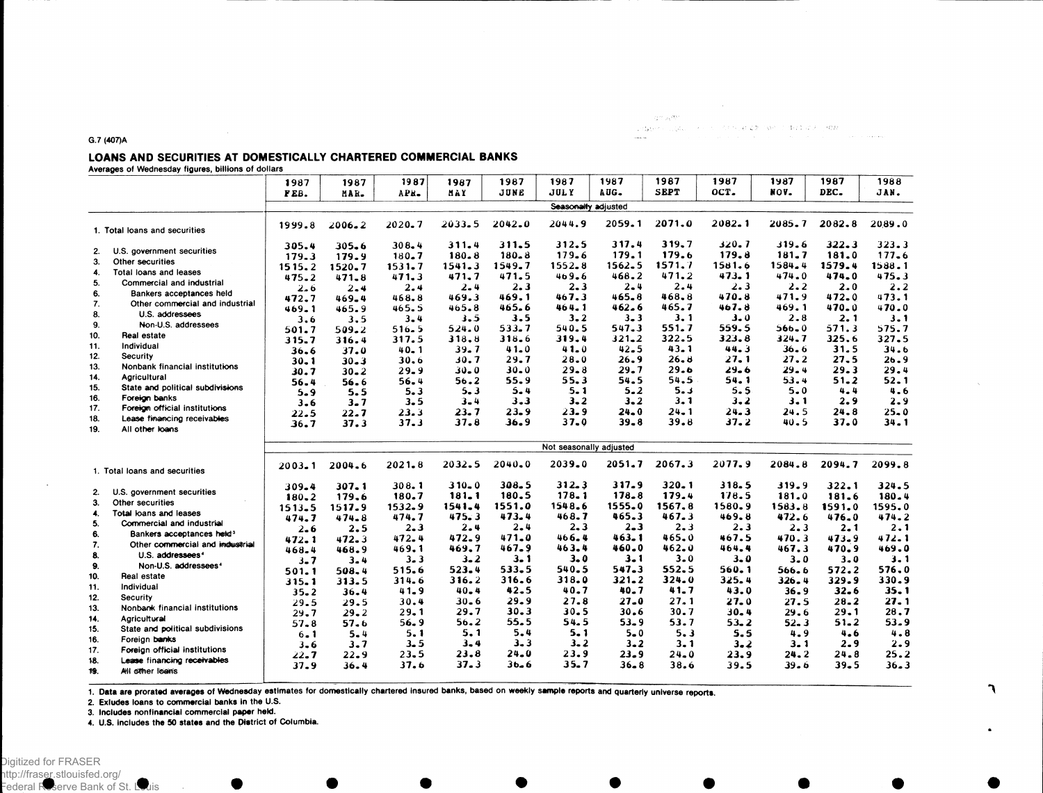G.7 (407)A

# LOANS AND SECURITIES AT DOMESTICALLY CHARTERED COMMERCIAL BANKS

Averages of Wednesday figures, billions of dollars

| | 1987 FEB. | 1987 MAR. | 1987 APR. | 1987 MAY | 1987 JUNE | 1987 JULY | 1987 AUG. | 1987 SEPT | 1987 OCT. | 1987 NOV. | 1987 DEC. | 1988 JAN. |
|---|---|---|---|---|---|---|---|---|---|---|---|---|
| | Seasonally adjusted | | | | | | | | | | | |
| 1. Total loans and securities | 1999.8 | 2006.2 | 2020.7 | 2033.5 | 2042.0 | 2044.9 | 2059.1 | 2071.0 | 2082.1 | 2085.7 | 2082.8 | 2089.0 |
| 2. U.S. government securities | 305.4 | 305.6 | 308.4 | 311.4 | 311.5 | 312.5 | 317.4 | 319.7 | 320.7 | 319.6 | 322.3 | 323.3 |
| 3. Other securities | 179.3 | 179.9 | 180.7 | 180.8 | 180.8 | 179.6 | 179.1 | 179.6 | 179.8 | 181.7 | 181.0 | 177.6 |
| 4. Total loans and leases | 1515.2 | 1520.7 | 1531.7 | 1541.3 | 1549.7 | 1552.8 | 1562.5 | 1571.7 | 1581.6 | 1584.4 | 1579.4 | 1588.1 |
| 5. Commercial and industrial | 475.2 | 471.8 | 471.3 | 471.7 | 471.5 | 469.6 | 468.2 | 471.2 | 473.1 | 474.0 | 474.0 | 475.3 |
| 6. Bankers acceptances held | 2.6 | 2.4 | 2.4 | 2.4 | 2.3 | 2.3 | 2.4 | 2.4 | 2.3 | 2.2 | 2.0 | 2.2 |
| 7. Other commercial and industrial | 472.7 | 469.4 | 468.8 | 469.3 | 469.1 | 467.3 | 465.8 | 468.8 | 470.8 | 471.9 | 472.0 | 473.1 |
| 8. U.S. addressees | 469.1 | 465.9 | 465.5 | 465.8 | 465.6 | 464.1 | 462.6 | 465.7 | 467.8 | 469.1 | 470.0 | 470.0 |
| 9. Non-U.S. addressees | 3.6 | 3.5 | 3.4 | 3.5 | 3.5 | 3.2 | 3.3 | 3.1 | 3.0 | 2.8 | 2.1 | 3.1 |
| 10. Real estate | 501.7 | 509.2 | 516.5 | 524.0 | 533.7 | 540.5 | 547.3 | 551.7 | 559.5 | 566.0 | 571.3 | 575.7 |
| 11. Individual | 315.7 | 316.4 | 317.5 | 318.8 | 318.6 | 319.4 | 321.2 | 322.5 | 323.8 | 324.7 | 325.6 | 327.5 |
| 12. Security | 36.6 | 37.0 | 40.1 | 39.7 | 41.0 | 41.0 | 42.5 | 43.1 | 44.3 | 36.6 | 31.5 | 34.6 |
| 13. Nonbank financial institutions | 30.1 | 30.3 | 30.6 | 30.7 | 29.7 | 28.0 | 26.9 | 26.8 | 27.1 | 27.2 | 27.5 | 26.9 |
| 14. Agricultural | 30.7 | 30.2 | 29.9 | 30.0 | 30.0 | 29.8 | 29.7 | 29.6 | 29.6 | 29.4 | 29.3 | 29.4 |
| 15. State and political subdivisions | 56.4 | 56.6 | 56.4 | 56.2 | 55.9 | 55.3 | 54.5 | 54.5 | 54.1 | 53.4 | 51.2 | 52.1 |
| 16. Foreign banks | 5.9 | 5.5 | 5.3 | 5.3 | 5.4 | 5.1 | 5.2 | 5.3 | 5.5 | 5.0 | 4.4 | 4.6 |
| 17. Foreign official institutions | 3.6 | 3.7 | 3.5 | 3.4 | 3.3 | 3.2 | 3.2 | 3.1 | 3.2 | 3.1 | 2.9 | 2.9 |
| 18. Lease financing receivables | 22.5 | 22.7 | 23.3 | 23.7 | 23.9 | 23.9 | 24.0 | 24.1 | 24.3 | 24.5 | 24.8 | 25.0 |
| 19. All other loans | 36.7 | 37.3 | 37.3 | 37.8 | 36.9 | 37.0 | 39.8 | 39.8 | 37.2 | 40.5 | 37.0 | 34.1 |
| | Not seasonally adjusted | | | | | | | | | | | |
| 1. Total loans and securities | 2003.1 | 2004.6 | 2021.8 | 2032.5 | 2040.0 | 2039.0 | 2051.7 | 2067.3 | 2077.9 | 2084.8 | 2094.7 | 2099.8 |
| 2. U.S. government securities | 309.4 | 307.1 | 308.1 | 310.0 | 308.5 | 312.3 | 317.9 | 320.1 | 318.5 | 319.9 | 322.1 | 324.5 |
| 3. Other securities | 180.2 | 179.6 | 180.7 | 181.1 | 180.5 | 178.1 | 178.8 | 179.4 | 178.5 | 181.0 | 181.6 | 180.4 |
| 4. Total loans and leases | 1513.5 | 1517.9 | 1532.9 | 1541.4 | 1551.0 | 1548.6 | 1555.0 | 1567.8 | 1580.9 | 1583.8 | 1591.0 | 1595.0 |
| 5. Commercial and industrial | 474.7 | 474.8 | 474.7 | 475.3 | 473.4 | 468.7 | 465.3 | 467.3 | 469.8 | 472.6 | 476.0 | 474.2 |
| 6. Bankers acceptances held[3] | 2.6 | 2.5 | 2.3 | 2.4 | 2.4 | 2.3 | 2.3 | 2.3 | 2.3 | 2.3 | 2.1 | 2.1 |
| 7. Other commercial and industrial | 472.1 | 472.3 | 472.4 | 472.9 | 471.0 | 466.4 | 463.1 | 465.0 | 467.5 | 470.3 | 473.9 | 472.1 |
| 8. U.S. addressees[4] | 468.4 | 468.9 | 469.1 | 469.7 | 467.9 | 463.4 | 460.0 | 462.0 | 464.4 | 467.3 | 470.9 | 469.0 |
| 9. Non-U.S. addressees[4] | 3.7 | 3.4 | 3.3 | 3.2 | 3.1 | 3.0 | 3.1 | 3.0 | 3.0 | 3.0 | 3.0 | 3.1 |
| 10. Real estate | 501.1 | 508.4 | 515.6 | 523.4 | 533.5 | 540.5 | 547.3 | 552.5 | 560.1 | 566.6 | 572.2 | 576.0 |
| 11. Individual | 315.1 | 313.5 | 314.6 | 316.2 | 316.6 | 318.0 | 321.2 | 324.0 | 325.4 | 326.4 | 329.9 | 330.9 |
| 12. Security | 35.2 | 36.4 | 41.9 | 40.4 | 42.5 | 40.7 | 40.7 | 41.7 | 43.0 | 36.9 | 32.6 | 35.1 |
| 13. Nonbank financial institutions | 29.5 | 29.5 | 30.4 | 30.6 | 29.9 | 27.8 | 27.0 | 27.1 | 27.0 | 27.5 | 28.2 | 27.1 |
| 14. Agricultural | 29.7 | 29.2 | 29.1 | 29.7 | 30.3 | 30.5 | 30.6 | 30.7 | 30.4 | 29.6 | 29.1 | 28.7 |
| 15. State and political subdivisions | 57.8 | 57.6 | 56.9 | 56.2 | 55.5 | 54.5 | 53.9 | 53.7 | 53.2 | 52.3 | 51.2 | 53.9 |
| 16. Foreign banks | 6.1 | 5.4 | 5.1 | 5.1 | 5.4 | 5.1 | 5.0 | 5.3 | 5.5 | 4.9 | 4.6 | 4.8 |
| 17. Foreign official institutions | 3.6 | 3.7 | 3.5 | 3.4 | 3.3 | 3.2 | 3.2 | 3.1 | 3.2 | 3.1 | 2.9 | 2.9 |
| 18. Lease financing receivables | 22.7 | 22.9 | 23.5 | 23.8 | 24.0 | 23.9 | 23.9 | 24.0 | 23.9 | 24.2 | 24.8 | 25.2 |
| 19. All other loans | 37.9 | 36.4 | 37.6 | 37.3 | 36.6 | 35.7 | 36.8 | 38.6 | 39.5 | 39.6 | 39.5 | 36.3 |

1. Data are prorated averages of Wednesday estimates for domestically chartered insured banks, based on weekly sample reports and quarterly universe reports.
2. Exludes loans to commercial banks in the U.S.
3. Includes nonfinancial commercial paper held.
4. U.S. includes the 50 states and the District of Columbia.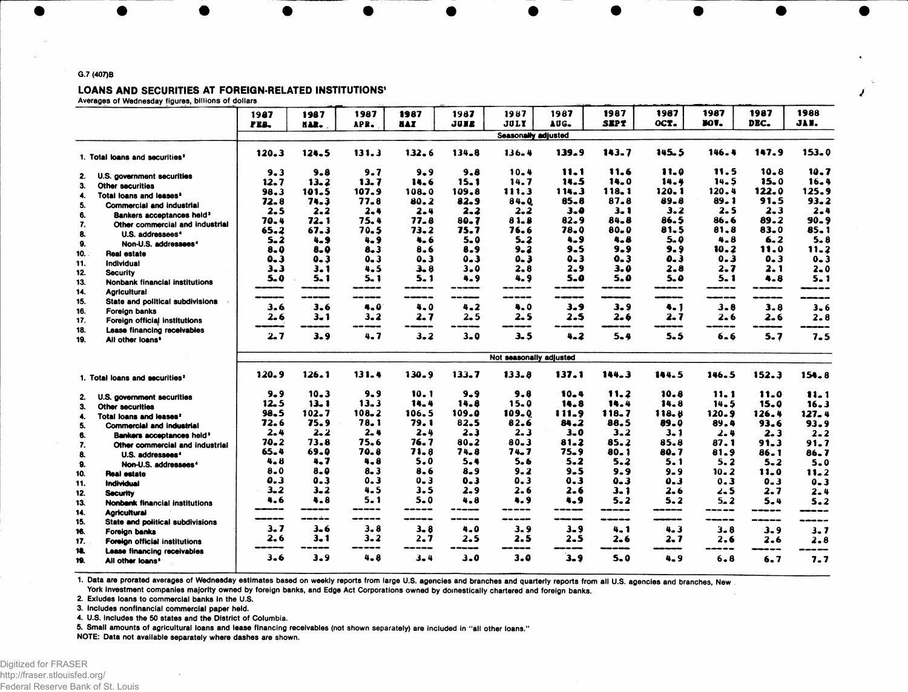G.7 (407)B

## LOANS AND SECURITIES AT FOREIGN-RELATED INSTITUTIONS[1]

Averages of Wednesday figures, billions of dollars

| | 1987 FEB. | 1987 MAR. | 1987 APR. | 1987 MAY | 1987 JUNE | 1987 JULY | 1987 AUG. | 1987 SEPT | 1987 OCT. | 1987 NOV. | 1987 DEC. | 1988 JAN. |
|---|---|---|---|---|---|---|---|---|---|---|---|---|
| | Seasonally adjusted | | | | | | | | | | | |
| 1. Total loans and securities[2] | 120.3 | 124.5 | 131.3 | 132.6 | 134.8 | 136.4 | 139.9 | 143.7 | 145.5 | 146.4 | 147.9 | 153.0 |
| 2. U.S. government securities | 9.3 | 9.8 | 9.7 | 9.9 | 9.8 | 10.4 | 11.1 | 11.6 | 11.0 | 11.5 | 10.8 | 10.7 |
| 3. Other securities | 12.7 | 13.2 | 13.7 | 14.6 | 15.1 | 14.7 | 14.5 | 14.0 | 14.4 | 14.5 | 15.0 | 16.4 |
| 4. Total loans and leases[2] | 98.3 | 101.5 | 107.9 | 108.0 | 109.8 | 111.3 | 114.3 | 118.1 | 120.1 | 120.4 | 122.0 | 125.9 |
| 5. Commercial and industrial | 72.8 | 74.3 | 77.8 | 80.2 | 82.9 | 84.0 | 85.8 | 87.8 | 89.8 | 89.1 | 91.5 | 93.2 |
| 6. Bankers acceptances held[3] | 2.5 | 2.2 | 2.4 | 2.4 | 2.2 | 2.2 | 3.0 | 3.1 | 3.2 | 2.5 | 2.3 | 2.4 |
| 7. Other commercial and industrial | 70.4 | 72.1 | 75.4 | 77.8 | 80.7 | 81.8 | 82.9 | 84.8 | 86.5 | 86.6 | 89.2 | 90.9 |
| 8. U.S. addressees[4] | 65.2 | 67.3 | 70.5 | 73.2 | 75.7 | 76.6 | 78.0 | 80.0 | 81.5 | 81.8 | 83.0 | 85.1 |
| 9. Non-U.S. addressees[4] | 5.2 | 4.9 | 4.9 | 4.6 | 5.0 | 5.2 | 4.9 | 4.8 | 5.0 | 4.8 | 6.2 | 5.8 |
| 10. Real estate | 8.0 | 8.0 | 8.3 | 8.6 | 8.9 | 9.2 | 9.5 | 9.9 | 9.9 | 10.2 | 11.0 | 11.2 |
| 11. Individual | 0.3 | 0.3 | 0.3 | 0.3 | 0.3 | 0.3 | 0.3 | 0.3 | 0.3 | 0.3 | 0.3 | 0.3 |
| 12. Security | 3.3 | 3.1 | 4.5 | 3.8 | 3.0 | 2.8 | 2.9 | 3.0 | 2.8 | 2.7 | 2.1 | 2.0 |
| 13. Nonbank financial institutions | 5.0 | 5.1 | 5.1 | 5.1 | 4.9 | 4.9 | 5.0 | 5.0 | 5.0 | 5.1 | 4.8 | 5.1 |
| 14. Agricultural | ----- | ----- | ----- | ----- | ----- | ----- | ----- | ----- | ----- | ----- | ----- | ----- |
| 15. State and political subdivisions | ----- | ----- | ----- | ----- | ----- | ----- | ----- | ----- | ----- | ----- | ----- | ----- |
| 16. Foreign banks | 3.6 | 3.6 | 4.0 | 4.0 | 4.2 | 4.0 | 3.9 | 3.9 | 4.1 | 3.8 | 3.8 | 3.6 |
| 17. Foreign official institutions | 2.6 | 3.1 | 3.2 | 2.7 | 2.5 | 2.5 | 2.5 | 2.6 | 2.7 | 2.6 | 2.6 | 2.8 |
| 18. Lease financing receivables | ----- | ----- | ----- | ----- | ----- | ----- | ----- | ----- | ----- | ----- | ----- | ----- |
| 19. All other loans[5] | 2.7 | 3.9 | 4.7 | 3.2 | 3.0 | 3.5 | 4.2 | 5.4 | 5.5 | 6.6 | 5.7 | 7.5 |
| | Not seasonally adjusted | | | | | | | | | | | |
| 1. Total loans and securities[2] | 120.9 | 126.1 | 131.4 | 130.9 | 133.7 | 133.8 | 137.1 | 144.3 | 144.5 | 146.5 | 152.3 | 154.8 |
| 2. U.S. government securities | 9.9 | 10.3 | 9.9 | 10.1 | 9.9 | 9.8 | 10.4 | 11.2 | 10.8 | 11.1 | 11.0 | 11.1 |
| 3. Other securities | 12.5 | 13.1 | 13.3 | 14.4 | 14.8 | 15.0 | 14.8 | 14.4 | 14.8 | 14.5 | 15.0 | 16.3 |
| 4. Total loans and leases[2] | 98.5 | 102.7 | 108.2 | 106.5 | 109.0 | 109.0 | 111.9 | 118.7 | 118.8 | 120.9 | 126.4 | 127.4 |
| 5. Commercial and industrial | 72.6 | 75.9 | 78.1 | 79.1 | 82.5 | 82.6 | 84.2 | 88.5 | 89.0 | 89.4 | 93.6 | 93.9 |
| 6. Bankers acceptances held[3] | 2.4 | 2.2 | 2.4 | 2.4 | 2.3 | 2.3 | 3.0 | 3.2 | 3.1 | 2.4 | 2.3 | 2.2 |
| 7. Other commercial and industrial | 70.2 | 73.8 | 75.6 | 76.7 | 80.2 | 80.3 | 81.2 | 85.2 | 85.8 | 87.1 | 91.3 | 91.7 |
| 8. U.S. addressees[4] | 65.4 | 69.0 | 70.8 | 71.8 | 74.8 | 74.7 | 75.9 | 80.1 | 80.7 | 81.9 | 86.1 | 86.7 |
| 9. Non-U.S. addressees[4] | 4.8 | 4.7 | 4.8 | 5.0 | 5.4 | 5.6 | 5.2 | 5.2 | 5.1 | 5.2 | 5.2 | 5.0 |
| 10. Real estate | 8.0 | 8.0 | 8.3 | 8.6 | 8.9 | 9.2 | 9.5 | 9.9 | 9.9 | 10.2 | 11.0 | 11.2 |
| 11. Individual | 0.3 | 0.3 | 0.3 | 0.3 | 0.3 | 0.3 | 0.3 | 0.3 | 0.3 | 0.3 | 0.3 | 0.3 |
| 12. Security | 3.2 | 3.2 | 4.5 | 3.5 | 2.9 | 2.6 | 2.6 | 3.1 | 2.6 | 2.5 | 2.7 | 2.4 |
| 13. Nonbank financial institutions | 4.6 | 4.8 | 5.1 | 5.0 | 4.8 | 4.9 | 4.9 | 5.2 | 5.2 | 5.2 | 5.4 | 5.2 |
| 14. Agricultural | ----- | ----- | ----- | ----- | ----- | ----- | ----- | ----- | ----- | ----- | ----- | ----- |
| 15. State and political subdivisions | ----- | ----- | ----- | ----- | ----- | ----- | ----- | ----- | ----- | ----- | ----- | ----- |
| 16. Foreign banks | 3.7 | 3.6 | 3.8 | 3.8 | 4.0 | 3.9 | 3.9 | 4.1 | 4.3 | 3.8 | 3.9 | 3.7 |
| 17. Foreign official institutions | 2.6 | 3.1 | 3.2 | 2.7 | 2.5 | 2.5 | 2.5 | 2.6 | 2.7 | 2.6 | 2.6 | 2.8 |
| 18. Lease financing receivables | ----- | ----- | ----- | ----- | ----- | ----- | ----- | ----- | ----- | ----- | ----- | ----- |
| 19. All other loans[5] | 3.6 | 3.9 | 4.8 | 3.4 | 3.0 | 3.0 | 3.9 | 5.0 | 4.9 | 6.8 | 6.7 | 7.7 |

1. Data are prorated averages of Wednesday estimates based on weekly reports from large U.S. agencies and branches and quarterly reports from all U.S. agencies and branches, New York investment companies majority owned by foreign banks, and Edge Act Corporations owned by domestically chartered and foreign banks.
2. Exludes loans to commercial banks in the U.S.
3. Includes nonfinancial commercial paper held.
4. U.S. includes the 50 states and the District of Columbia.
5. Small amounts of agricultural loans and lease financing receivables (not shown separately) are included in "all other loans."

NOTE: Data not available separately where dashes are shown.